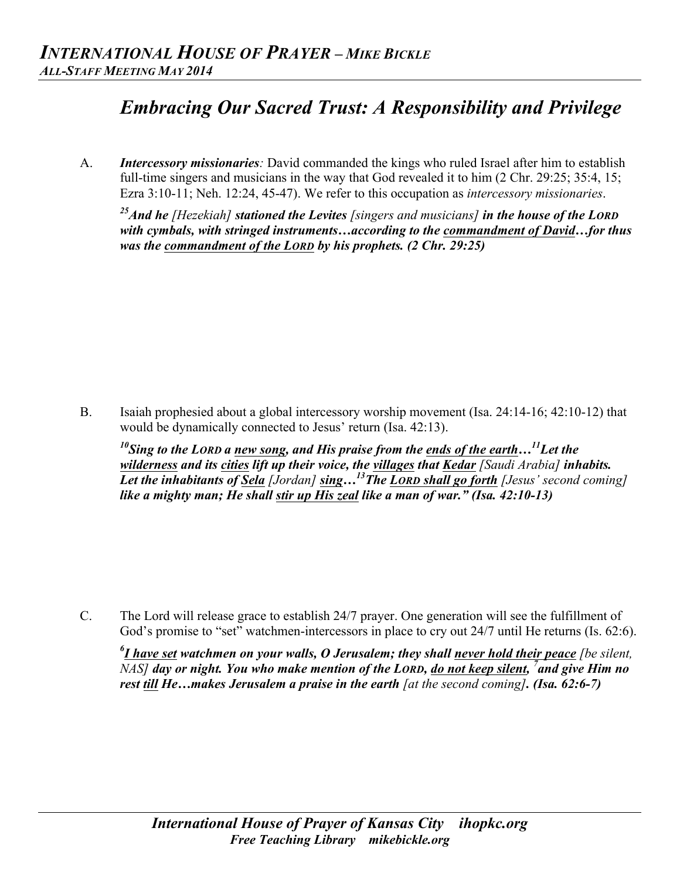# Embracing Our Sacred Trust: A Responsibility and Privilege

A. ***Intercessory missionaries**:* David commanded the kings who ruled Israel after him to establish full-time singers and musicians in the way that God revealed it to him (2 Chr. 29:25; 35:4, 15; Ezra 3:10-11; Neh. 12:24, 45-47). We refer to this occupation as *intercessory missionaries*.

> [25]***And he** [Hezekiah] **stationed the Levites** [singers and musicians] **in the house of the LORD with cymbals, with stringed instruments…according to the <u>commandment of David</u>…for thus was the <u>commandment of the LORD</u> by his prophets. (2 Chr. 29:25)***

B. Isaiah prophesied about a global intercessory worship movement (Isa. 24:14-16; 42:10-12) that would be dynamically connected to Jesus' return (Isa. 42:13).

> [10]***Sing to the LORD a <u>new song</u>, and His praise from the <u>ends of the earth</u>…[11]Let the <u>wilderness</u> and its <u>cities</u> lift up their voice, the <u>villages</u> that <u>Kedar</u> [Saudi Arabia] inhabits. Let the inhabitants of <u>Sela</u> [Jordan] <u>sing</u>…[13]The <u>LORD shall go forth</u> [Jesus' second coming] like a mighty man; He shall <u>stir up His zeal</u> like a man of war." (Isa. 42:10-13)***

C. The Lord will release grace to establish 24/7 prayer. One generation will see the fulfillment of God's promise to "set" watchmen-intercessors in place to cry out 24/7 until He returns (Is. 62:6).

> [6]***<u>I have set</u> watchmen on your walls, O Jerusalem; they shall <u>never hold their peace</u> [be silent, NAS] day or night. You who make mention of the LORD, <u>do not keep silent</u>, [7]and give Him no rest <u>till</u> He…makes Jerusalem a praise in the earth [at the second coming]. (Isa. 62:6-7)***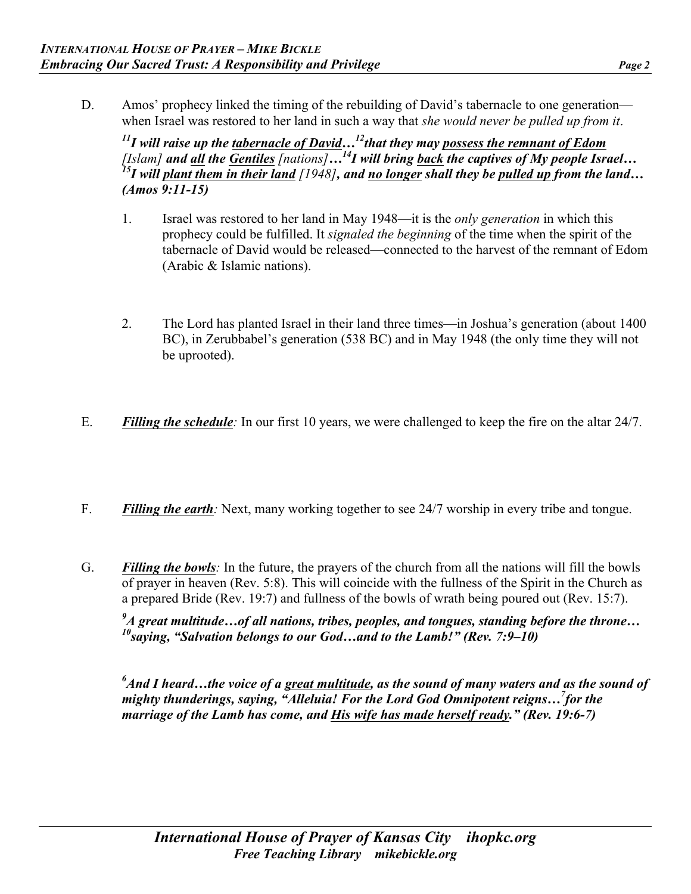D. Amos' prophecy linked the timing of the rebuilding of David's tabernacle to one generation—when Israel was restored to her land in such a way that *she would never be pulled up from it*.

***[11]I will raise up the tabernacle of David…[12]that they may possess the remnant of Edom** [Islam] **and all the Gentiles** [nations]**…[14]I will bring back the captives of My people Israel…[15]I will plant them in their land** [1948]**, and no longer shall they be pulled up from the land… (Amos 9:11-15)***

1. Israel was restored to her land in May 1948—it is the *only generation* in which this prophecy could be fulfilled. It *signaled the beginning* of the time when the spirit of the tabernacle of David would be released—connected to the harvest of the remnant of Edom (Arabic & Islamic nations).

2. The Lord has planted Israel in their land three times—in Joshua's generation (about 1400 BC), in Zerubbabel's generation (538 BC) and in May 1948 (the only time they will not be uprooted).

E. ***Filling the schedule**:* In our first 10 years, we were challenged to keep the fire on the altar 24/7.

F. ***Filling the earth**:* Next, many working together to see 24/7 worship in every tribe and tongue.

G. ***Filling the bowls**:* In the future, the prayers of the church from all the nations will fill the bowls of prayer in heaven (Rev. 5:8). This will coincide with the fullness of the Spirit in the Church as a prepared Bride (Rev. 19:7) and fullness of the bowls of wrath being poured out (Rev. 15:7).

***[9]A great multitude…of all nations, tribes, peoples, and tongues, standing before the throne…[10]saying, "Salvation belongs to our God…and to the Lamb!" (Rev. 7:9–10)***

***[6]And I heard…the voice of a great multitude, as the sound of many waters and as the sound of mighty thunderings, saying, "Alleluia! For the Lord God Omnipotent reigns…[7]for the marriage of the Lamb has come, and His wife has made herself ready." (Rev. 19:6-7)***